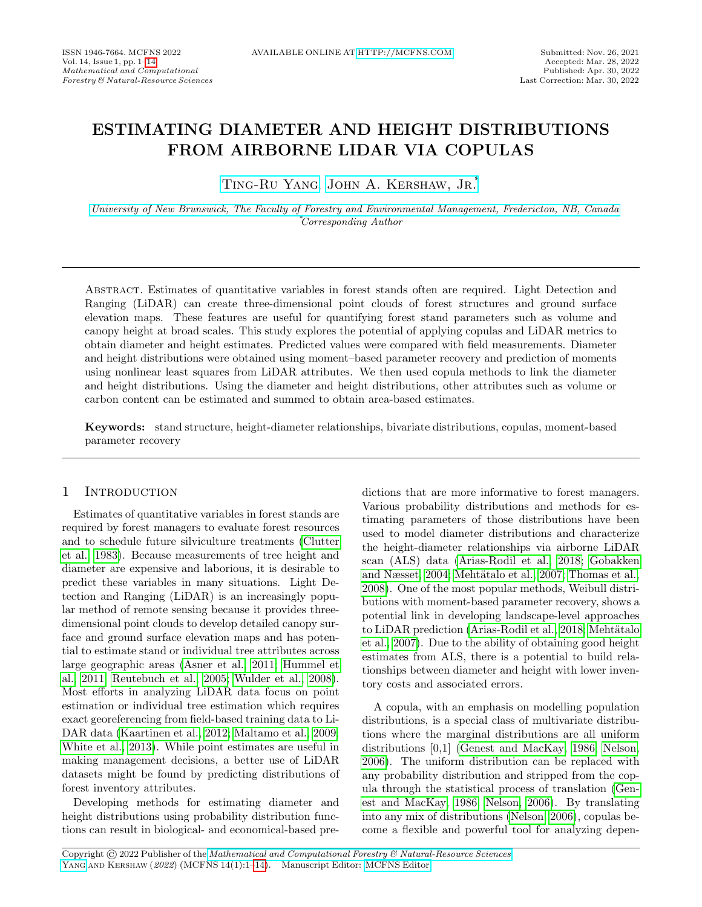# ESTIMATING DIAMETER AND HEIGHT DISTRIBUTIONS FROM AIRBORNE LIDAR VIA COPULAS

Ting-Ru Yang, John A. Kershaw, Jr.*

*University of New Brunswick, The Faculty of Forestry and Environmental Management, Fredericton, NB, Canada*
*Corresponding Author

---

Abstract. Estimates of quantitative variables in forest stands often are required. Light Detection and Ranging (LiDAR) can create three-dimensional point clouds of forest structures and ground surface elevation maps. These features are useful for quantifying forest stand parameters such as volume and canopy height at broad scales. This study explores the potential of applying copulas and LiDAR metrics to obtain diameter and height estimates. Predicted values were compared with field measurements. Diameter and height distributions were obtained using moment–based parameter recovery and prediction of moments using nonlinear least squares from LiDAR attributes. We then used copula methods to link the diameter and height distributions. Using the diameter and height distributions, other attributes such as volume or carbon content can be estimated and summed to obtain area-based estimates.

**Keywords:** stand structure, height-diameter relationships, bivariate distributions, copulas, moment-based parameter recovery

---

## 1 Introduction

Estimates of quantitative variables in forest stands are required by forest managers to evaluate forest resources and to schedule future silviculture treatments (Clutter et al., 1983). Because measurements of tree height and diameter are expensive and laborious, it is desirable to predict these variables in many situations. Light Detection and Ranging (LiDAR) is an increasingly popular method of remote sensing because it provides three-dimensional point clouds to develop detailed canopy surface and ground surface elevation maps and has potential to estimate stand or individual tree attributes across large geographic areas (Asner et al., 2011; Hummel et al., 2011; Reutebuch et al., 2005; Wulder et al., 2008). Most efforts in analyzing LiDAR data focus on point estimation or individual tree estimation which requires exact georeferencing from field-based training data to LiDAR data (Kaartinen et al., 2012; Maltamo et al., 2009; White et al., 2013). While point estimates are useful in making management decisions, a better use of LiDAR datasets might be found by predicting distributions of forest inventory attributes.

Developing methods for estimating diameter and height distributions using probability distribution functions can result in biological- and economical-based predictions that are more informative to forest managers. Various probability distributions and methods for estimating parameters of those distributions have been used to model diameter distributions and characterize the height-diameter relationships via airborne LiDAR scan (ALS) data (Arias-Rodil et al., 2018; Gobakken and Næsset, 2004; Mehtätalo et al., 2007; Thomas et al., 2008). One of the most popular methods, Weibull distributions with moment-based parameter recovery, shows a potential link in developing landscape-level approaches to LiDAR prediction (Arias-Rodil et al., 2018; Mehtätalo et al., 2007). Due to the ability of obtaining good height estimates from ALS, there is a potential to build relationships between diameter and height with lower inventory costs and associated errors.

A copula, with an emphasis on modelling population distributions, is a special class of multivariate distributions where the marginal distributions are all uniform distributions [0,1] (Genest and MacKay, 1986; Nelson, 2006). The uniform distribution can be replaced with any probability distribution and stripped from the copula through the statistical process of translation (Genest and MacKay, 1986; Nelson, 2006). By translating into any mix of distributions (Nelson, 2006), copulas become a flexible and powerful tool for analyzing depen-

---

Copyright © 2022 Publisher of the *Mathematical and Computational Forestry & Natural-Resource Sciences*
Yang and Kershaw (*2022*) (MCFNS 14(1):1–14). Manuscript Editor: MCFNS Editor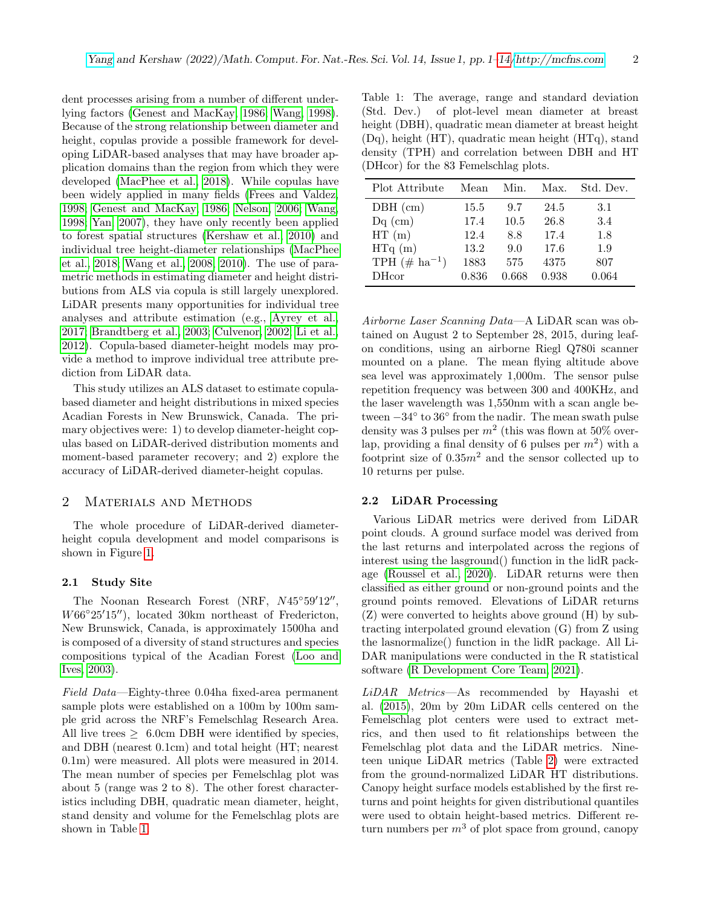dent processes arising from a number of different underlying factors (Genest and MacKay, 1986; Wang, 1998). Because of the strong relationship between diameter and height, copulas provide a possible framework for developing LiDAR-based analyses that may have broader application domains than the region from which they were developed (MacPhee et al., 2018). While copulas have been widely applied in many fields (Frees and Valdez, 1998; Genest and MacKay, 1986; Nelson, 2006; Wang, 1998; Yan, 2007), they have only recently been applied to forest spatial structures (Kershaw et al., 2010) and individual tree height-diameter relationships (MacPhee et al., 2018; Wang et al., 2008, 2010). The use of parametric methods in estimating diameter and height distributions from ALS via copula is still largely unexplored. LiDAR presents many opportunities for individual tree analyses and attribute estimation (e.g., Ayrey et al., 2017; Brandtberg et al., 2003; Culvenor, 2002; Li et al., 2012). Copula-based diameter-height models may provide a method to improve individual tree attribute prediction from LiDAR data.

This study utilizes an ALS dataset to estimate copula-based diameter and height distributions in mixed species Acadian Forests in New Brunswick, Canada. The primary objectives were: 1) to develop diameter-height copulas based on LiDAR-derived distribution moments and moment-based parameter recovery; and 2) explore the accuracy of LiDAR-derived diameter-height copulas.

## 2 Materials and Methods

The whole procedure of LiDAR-derived diameter-height copula development and model comparisons is shown in Figure 1.

### 2.1 Study Site

The Noonan Research Forest (NRF, $N45°59'12''$, $W66°25'15''$), located 30km northeast of Fredericton, New Brunswick, Canada, is approximately 1500ha and is composed of a diversity of stand structures and species compositions typical of the Acadian Forest (Loo and Ives, 2003).

*Field Data*—Eighty-three 0.04ha fixed-area permanent sample plots were established on a 100m by 100m sample grid across the NRF's Femelschlag Research Area. All live trees $\geq$ 6.0cm DBH were identified by species, and DBH (nearest 0.1cm) and total height (HT; nearest 0.1m) were measured. All plots were measured in 2014. The mean number of species per Femelschlag plot was about 5 (range was 2 to 8). The other forest characteristics including DBH, quadratic mean diameter, height, stand density and volume for the Femelschlag plots are shown in Table 1.

Table 1: The average, range and standard deviation (Std. Dev.) of plot-level mean diameter at breast height (DBH), quadratic mean diameter at breast height (Dq), height (HT), quadratic mean height (HTq), stand density (TPH) and correlation between DBH and HT (DHcor) for the 83 Femelschlag plots.

| Plot Attribute | Mean | Min. | Max. | Std. Dev. |
|---|---|---|---|---|
| DBH (cm) | 15.5 | 9.7 | 24.5 | 3.1 |
| Dq (cm) | 17.4 | 10.5 | 26.8 | 3.4 |
| HT (m) | 12.4 | 8.8 | 17.4 | 1.8 |
| HTq (m) | 13.2 | 9.0 | 17.6 | 1.9 |
| TPH (# ha$^{-1}$) | 1883 | 575 | 4375 | 807 |
| DHcor | 0.836 | 0.668 | 0.938 | 0.064 |

*Airborne Laser Scanning Data*—A LiDAR scan was obtained on August 2 to September 28, 2015, during leaf-on conditions, using an airborne Riegl Q780i scanner mounted on a plane. The mean flying altitude above sea level was approximately 1,000m. The sensor pulse repetition frequency was between 300 and 400KHz, and the laser wavelength was 1,550nm with a scan angle between $-34°$ to $36°$ from the nadir. The mean swath pulse density was 3 pulses per $m^2$ (this was flown at 50% overlap, providing a final density of 6 pulses per $m^2$) with a footprint size of $0.35m^2$ and the sensor collected up to 10 returns per pulse.

### 2.2 LiDAR Processing

Various LiDAR metrics were derived from LiDAR point clouds. A ground surface model was derived from the last returns and interpolated across the regions of interest using the lasground() function in the lidR package (Roussel et al., 2020). LiDAR returns were then classified as either ground or non-ground points and the ground points removed. Elevations of LiDAR returns (Z) were converted to heights above ground (H) by subtracting interpolated ground elevation (G) from Z using the lasnormalize() function in the lidR package. All LiDAR manipulations were conducted in the R statistical software (R Development Core Team, 2021).

*LiDAR Metrics*—As recommended by Hayashi et al. (2015), 20m by 20m LiDAR cells centered on the Femelschlag plot centers were used to extract metrics, and then used to fit relationships between the Femelschlag plot data and the LiDAR metrics. Nineteen unique LiDAR metrics (Table 2) were extracted from the ground-normalized LiDAR HT distributions. Canopy height surface models established by the first returns and point heights for given distributional quantiles were used to obtain height-based metrics. Different return numbers per $m^3$ of plot space from ground, canopy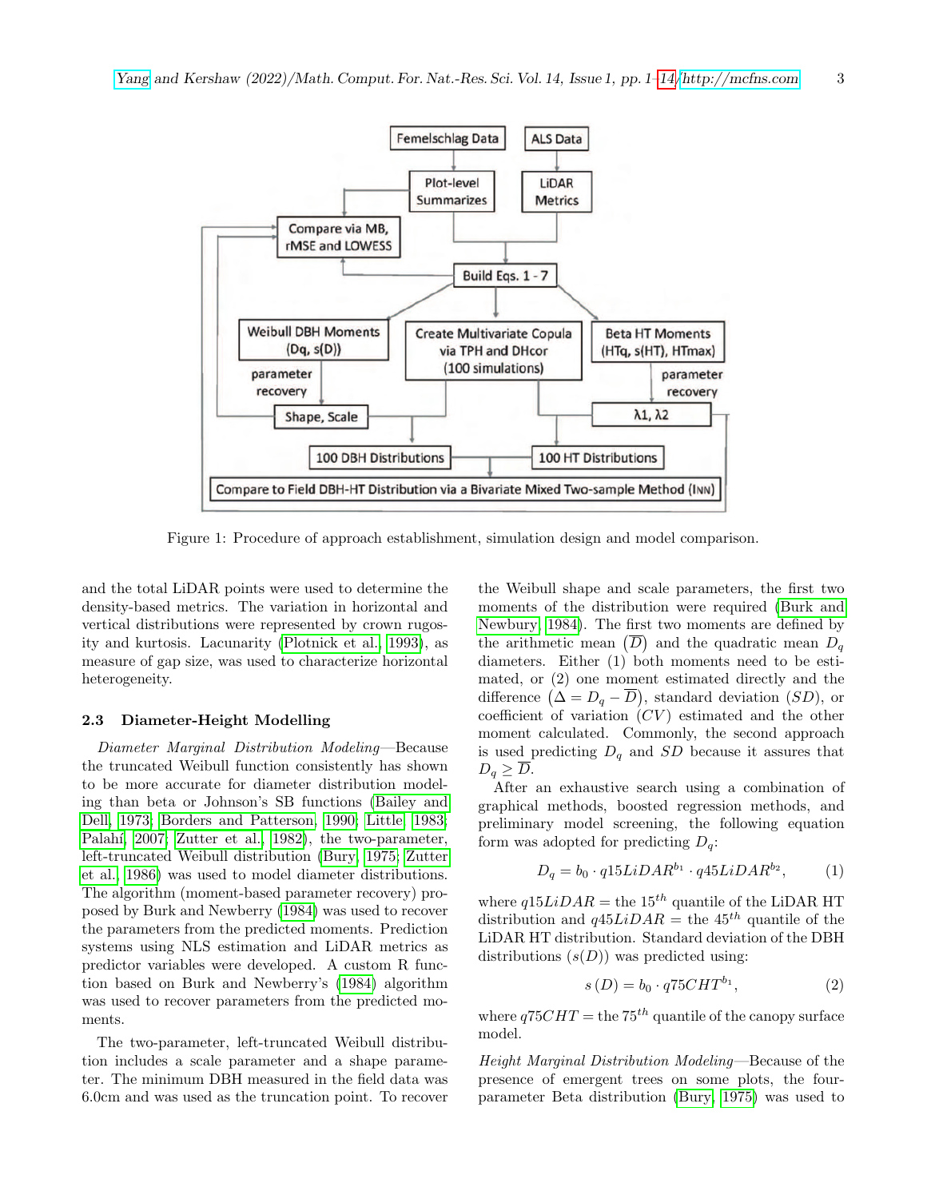Figure 1: Procedure of approach establishment, simulation design and model comparison.

and the total LiDAR points were used to determine the density-based metrics. The variation in horizontal and vertical distributions were represented by crown rugosity and kurtosis. Lacunarity (Plotnick et al., 1993), as measure of gap size, was used to characterize horizontal heterogeneity.

### 2.3 Diameter-Height Modelling

*Diameter Marginal Distribution Modeling*—Because the truncated Weibull function consistently has shown to be more accurate for diameter distribution modeling than beta or Johnson's SB functions (Bailey and Dell, 1973; Borders and Patterson, 1990; Little, 1983; Palahí, 2007; Zutter et al., 1982), the two-parameter, left-truncated Weibull distribution (Bury, 1975; Zutter et al., 1986) was used to model diameter distributions. The algorithm (moment-based parameter recovery) proposed by Burk and Newberry (1984) was used to recover the parameters from the predicted moments. Prediction systems using NLS estimation and LiDAR metrics as predictor variables were developed. A custom R function based on Burk and Newberry's (1984) algorithm was used to recover parameters from the predicted moments.

The two-parameter, left-truncated Weibull distribution includes a scale parameter and a shape parameter. The minimum DBH measured in the field data was 6.0cm and was used as the truncation point. To recover the Weibull shape and scale parameters, the first two moments of the distribution were required (Burk and Newbury, 1984). The first two moments are defined by the arithmetic mean $\left(\overline{D}\right)$ and the quadratic mean $D_q$ diameters. Either (1) both moments need to be estimated, or (2) one moment estimated directly and the difference $\left(\Delta = D_q - \overline{D}\right)$, standard deviation $(SD)$, or coefficient of variation $(CV)$ estimated and the other moment calculated. Commonly, the second approach is used predicting $D_q$ and $SD$ because it assures that $D_q \geq \overline{D}$.

After an exhaustive search using a combination of graphical methods, boosted regression methods, and preliminary model screening, the following equation form was adopted for predicting $D_q$:

$$D_q = b_0 \cdot q15LiDAR^{b_1} \cdot q45LiDAR^{b_2}, \qquad (1)$$

where $q15LiDAR =$ the $15^{th}$ quantile of the LiDAR HT distribution and $q45LiDAR =$ the $45^{th}$ quantile of the LiDAR HT distribution. Standard deviation of the DBH distributions $(s(D))$ was predicted using:

$$s\left(D\right) = b_0 \cdot q75CHT^{b_1}, \qquad (2)$$

where $q75CHT =$ the $75^{th}$ quantile of the canopy surface model.

*Height Marginal Distribution Modeling*—Because of the presence of emergent trees on some plots, the four-parameter Beta distribution (Bury, 1975) was used to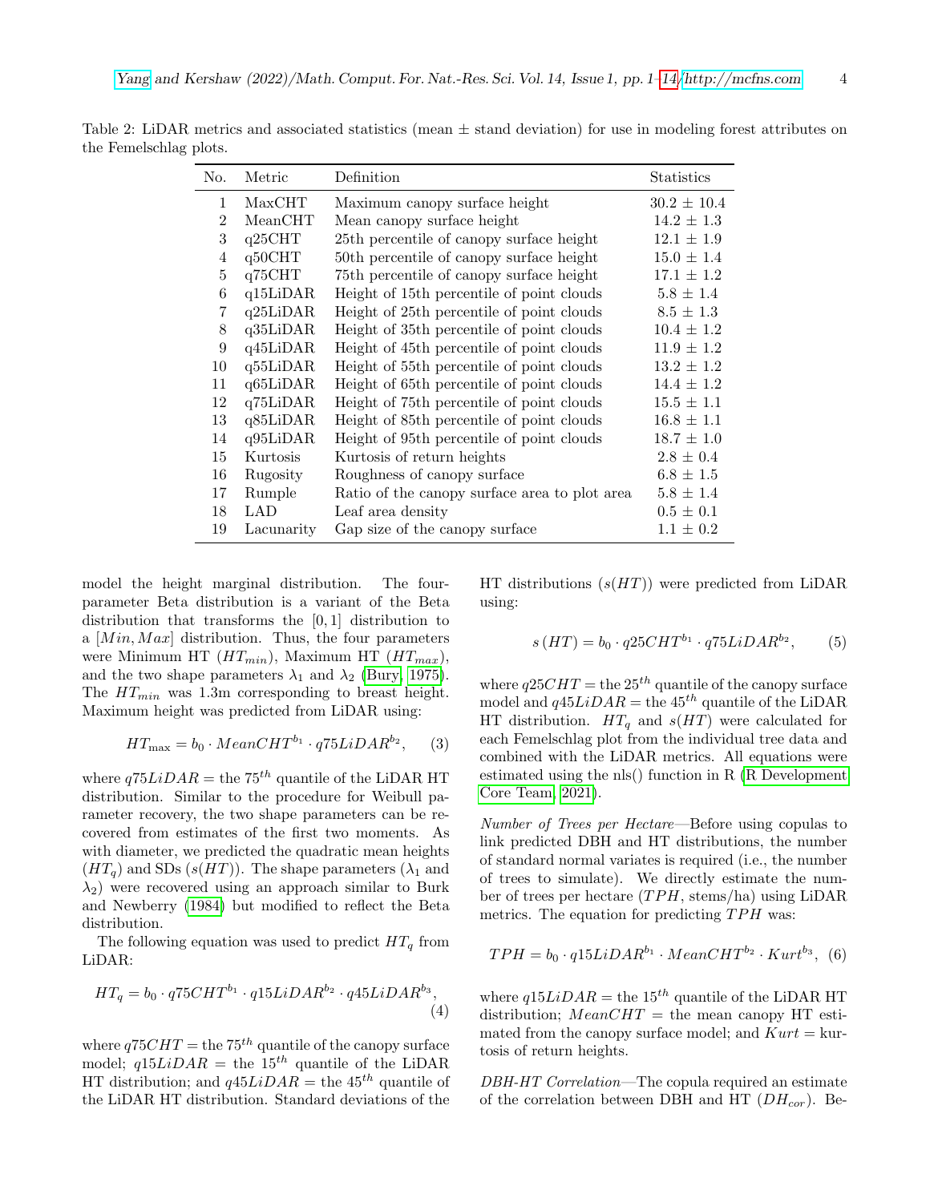Table 2: LiDAR metrics and associated statistics (mean ± stand deviation) for use in modeling forest attributes on the Femelschlag plots.

| No. | Metric | Definition | Statistics |
|---|---|---|---|
| 1 | MaxCHT | Maximum canopy surface height | 30.2 ± 10.4 |
| 2 | MeanCHT | Mean canopy surface height | 14.2 ± 1.3 |
| 3 | q25CHT | 25th percentile of canopy surface height | 12.1 ± 1.9 |
| 4 | q50CHT | 50th percentile of canopy surface height | 15.0 ± 1.4 |
| 5 | q75CHT | 75th percentile of canopy surface height | 17.1 ± 1.2 |
| 6 | q15LiDAR | Height of 15th percentile of point clouds | 5.8 ± 1.4 |
| 7 | q25LiDAR | Height of 25th percentile of point clouds | 8.5 ± 1.3 |
| 8 | q35LiDAR | Height of 35th percentile of point clouds | 10.4 ± 1.2 |
| 9 | q45LiDAR | Height of 45th percentile of point clouds | 11.9 ± 1.2 |
| 10 | q55LiDAR | Height of 55th percentile of point clouds | 13.2 ± 1.2 |
| 11 | q65LiDAR | Height of 65th percentile of point clouds | 14.4 ± 1.2 |
| 12 | q75LiDAR | Height of 75th percentile of point clouds | 15.5 ± 1.1 |
| 13 | q85LiDAR | Height of 85th percentile of point clouds | 16.8 ± 1.1 |
| 14 | q95LiDAR | Height of 95th percentile of point clouds | 18.7 ± 1.0 |
| 15 | Kurtosis | Kurtosis of return heights | 2.8 ± 0.4 |
| 16 | Rugosity | Roughness of canopy surface | 6.8 ± 1.5 |
| 17 | Rumple | Ratio of the canopy surface area to plot area | 5.8 ± 1.4 |
| 18 | LAD | Leaf area density | 0.5 ± 0.1 |
| 19 | Lacunarity | Gap size of the canopy surface | 1.1 ± 0.2 |

model the height marginal distribution. The four-parameter Beta distribution is a variant of the Beta distribution that transforms the $[0, 1]$ distribution to a $[Min, Max]$ distribution. Thus, the four parameters were Minimum HT ($HT_{min}$), Maximum HT ($HT_{max}$), and the two shape parameters $\lambda_1$ and $\lambda_2$ (Bury, 1975). The $HT_{min}$ was 1.3m corresponding to breast height. Maximum height was predicted from LiDAR using:

$$HT_{\max} = b_0 \cdot MeanCHT^{b_1} \cdot q75LiDAR^{b_2}, \qquad (3)$$

where $q75LiDAR =$ the $75^{th}$ quantile of the LiDAR HT distribution. Similar to the procedure for Weibull parameter recovery, the two shape parameters can be recovered from estimates of the first two moments. As with diameter, we predicted the quadratic mean heights ($HT_q$) and SDs ($s(HT)$). The shape parameters ($\lambda_1$ and $\lambda_2$) were recovered using an approach similar to Burk and Newberry (1984) but modified to reflect the Beta distribution.

The following equation was used to predict $HT_q$ from LiDAR:

$$HT_q = b_0 \cdot q75CHT^{b_1} \cdot q15LiDAR^{b_2} \cdot q45LiDAR^{b_3}, \qquad (4)$$

where $q75CHT =$ the $75^{th}$ quantile of the canopy surface model; $q15LiDAR =$ the $15^{th}$ quantile of the LiDAR HT distribution; and $q45LiDAR =$ the $45^{th}$ quantile of the LiDAR HT distribution. Standard deviations of the HT distributions ($s(HT)$) were predicted from LiDAR using:

$$s\left(HT\right) = b_0 \cdot q25CHT^{b_1} \cdot q75LiDAR^{b_2}, \qquad (5)$$

where $q25CHT =$ the $25^{th}$ quantile of the canopy surface model and $q45LiDAR =$ the $45^{th}$ quantile of the LiDAR HT distribution. $HT_q$ and $s(HT)$ were calculated for each Femelschlag plot from the individual tree data and combined with the LiDAR metrics. All equations were estimated using the nls() function in R (R Development Core Team, 2021).

*Number of Trees per Hectare*—Before using copulas to link predicted DBH and HT distributions, the number of standard normal variates is required (i.e., the number of trees to simulate). We directly estimate the number of trees per hectare ($TPH$, stems/ha) using LiDAR metrics. The equation for predicting $TPH$ was:

$$TPH = b_0 \cdot q15LiDAR^{b_1} \cdot MeanCHT^{b_2} \cdot Kurt^{b_3}, \qquad (6)$$

where $q15LiDAR =$ the $15^{th}$ quantile of the LiDAR HT distribution; $MeanCHT =$ the mean canopy HT estimated from the canopy surface model; and $Kurt =$ kurtosis of return heights.

*DBH-HT Correlation*—The copula required an estimate of the correlation between DBH and HT ($DH_{cor}$). Be-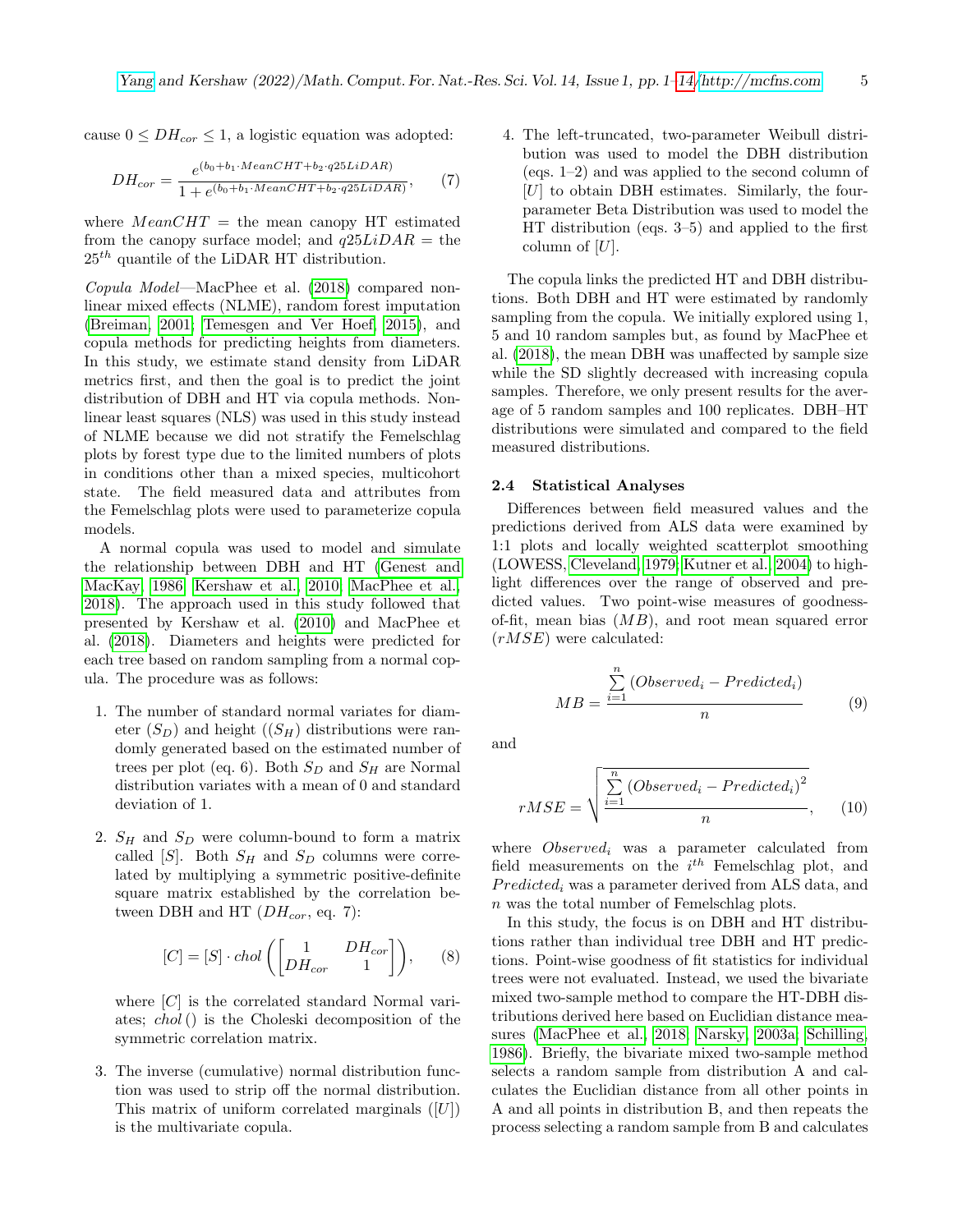cause $0 \leq DH_{cor} \leq 1$, a logistic equation was adopted:

$$DH_{cor} = \frac{e^{(b_0+b_1 \cdot MeanCHT + b_2 \cdot q25LiDAR)}}{1+e^{(b_0+b_1 \cdot MeanCHT+b_2 \cdot q25LiDAR)}}, \quad (7)$$

where $MeanCHT$ = the mean canopy HT estimated from the canopy surface model; and $q25LiDAR$ = the $25^{th}$ quantile of the LiDAR HT distribution.

*Copula Model*—MacPhee et al. (2018) compared nonlinear mixed effects (NLME), random forest imputation (Breiman, 2001; Temesgen and Ver Hoef, 2015), and copula methods for predicting heights from diameters. In this study, we estimate stand density from LiDAR metrics first, and then the goal is to predict the joint distribution of DBH and HT via copula methods. Nonlinear least squares (NLS) was used in this study instead of NLME because we did not stratify the Femelschlag plots by forest type due to the limited numbers of plots in conditions other than a mixed species, multicohort state. The field measured data and attributes from the Femelschlag plots were used to parameterize copula models.

A normal copula was used to model and simulate the relationship between DBH and HT (Genest and MacKay, 1986; Kershaw et al., 2010; MacPhee et al., 2018). The approach used in this study followed that presented by Kershaw et al. (2010) and MacPhee et al. (2018). Diameters and heights were predicted for each tree based on random sampling from a normal copula. The procedure was as follows:

1. The number of standard normal variates for diameter ($S_D$) and height (($S_H$) distributions were randomly generated based on the estimated number of trees per plot (eq. 6). Both $S_D$ and $S_H$ are Normal distribution variates with a mean of 0 and standard deviation of 1.

2. $S_H$ and $S_D$ were column-bound to form a matrix called $[S]$. Both $S_H$ and $S_D$ columns were correlated by multiplying a symmetric positive-definite square matrix established by the correlation between DBH and HT ($DH_{cor}$, eq. 7):

$$[C] = [S] \cdot chol\left(\begin{bmatrix} 1 & DH_{cor} \\ DH_{cor} & 1 \end{bmatrix}\right), \quad (8)$$

   where $[C]$ is the correlated standard Normal variates; $chol\,()$ is the Choleski decomposition of the symmetric correlation matrix.

3. The inverse (cumulative) normal distribution function was used to strip off the normal distribution. This matrix of uniform correlated marginals ($[U]$) is the multivariate copula.

4. The left-truncated, two-parameter Weibull distribution was used to model the DBH distribution (eqs. 1–2) and was applied to the second column of $[U]$ to obtain DBH estimates. Similarly, the four-parameter Beta Distribution was used to model the HT distribution (eqs. 3–5) and applied to the first column of $[U]$.

The copula links the predicted HT and DBH distributions. Both DBH and HT were estimated by randomly sampling from the copula. We initially explored using 1, 5 and 10 random samples but, as found by MacPhee et al. (2018), the mean DBH was unaffected by sample size while the SD slightly decreased with increasing copula samples. Therefore, we only present results for the average of 5 random samples and 100 replicates. DBH–HT distributions were simulated and compared to the field measured distributions.

### 2.4 Statistical Analyses

Differences between field measured values and the predictions derived from ALS data were examined by 1:1 plots and locally weighted scatterplot smoothing (LOWESS, Cleveland, 1979; Kutner et al., 2004) to highlight differences over the range of observed and predicted values. Two point-wise measures of goodness-of-fit, mean bias ($MB$), and root mean squared error ($rMSE$) were calculated:

$$MB = \frac{\sum_{i=1}^{n}(Observed_i - Predicted_i)}{n} \quad (9)$$

and

$$rMSE = \sqrt{\frac{\sum_{i=1}^{n}(Observed_i - Predicted_i)^2}{n}}, \quad (10)$$

where $Observed_i$ was a parameter calculated from field measurements on the $i^{th}$ Femelschlag plot, and $Predicted_i$ was a parameter derived from ALS data, and $n$ was the total number of Femelschlag plots.

In this study, the focus is on DBH and HT distributions rather than individual tree DBH and HT predictions. Point-wise goodness of fit statistics for individual trees were not evaluated. Instead, we used the bivariate mixed two-sample method to compare the HT-DBH distributions derived here based on Euclidian distance measures (MacPhee et al., 2018; Narsky, 2003a; Schilling, 1986). Briefly, the bivariate mixed two-sample method selects a random sample from distribution A and calculates the Euclidian distance from all other points in A and all points in distribution B, and then repeats the process selecting a random sample from B and calculates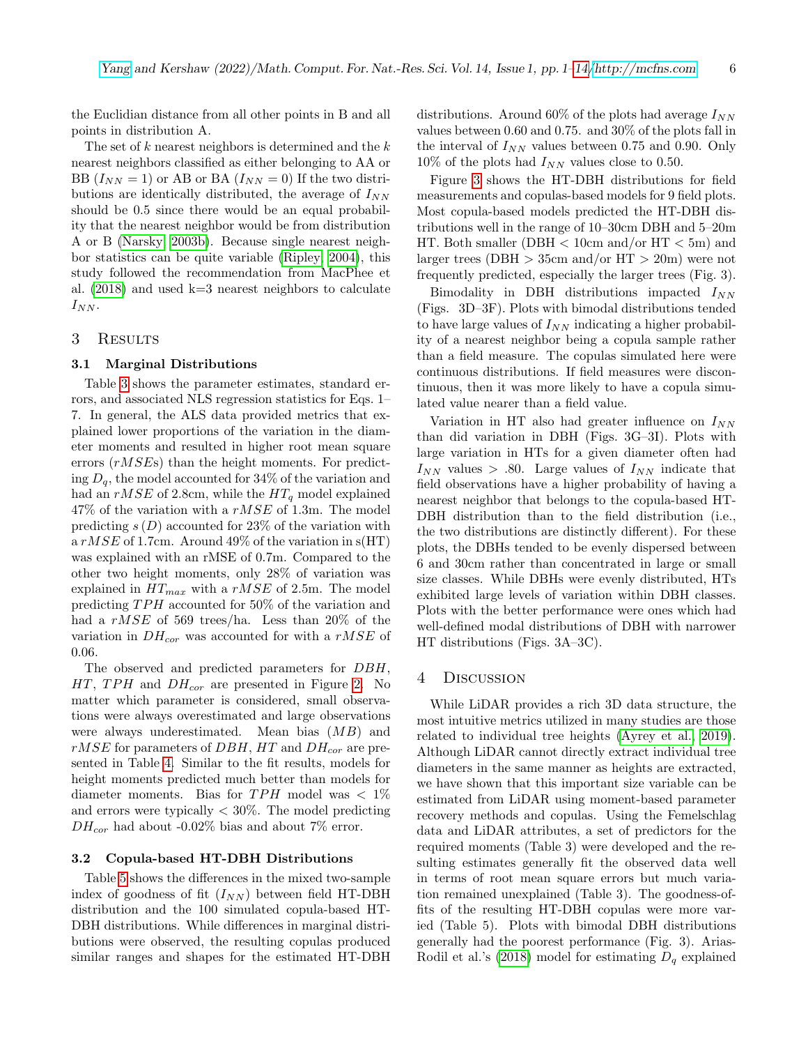the Euclidian distance from all other points in B and all points in distribution A.

The set of $k$ nearest neighbors is determined and the $k$ nearest neighbors classified as either belonging to AA or BB ($I_{NN} = 1$) or AB or BA ($I_{NN} = 0$) If the two distributions are identically distributed, the average of $I_{NN}$ should be 0.5 since there would be an equal probability that the nearest neighbor would be from distribution A or B (Narsky 2003b). Because single nearest neighbor statistics can be quite variable (Ripley 2004), this study followed the recommendation from MacPhee et al. (2018) and used k=3 nearest neighbors to calculate $I_{NN}$.

## 3 Results

### 3.1 Marginal Distributions

Table 3 shows the parameter estimates, standard errors, and associated NLS regression statistics for Eqs. 1–7. In general, the ALS data provided metrics that explained lower proportions of the variation in the diameter moments and resulted in higher root mean square errors ($rMSE$s) than the height moments. For predicting $D_q$, the model accounted for 34% of the variation and had an $rMSE$ of 2.8cm, while the $HT_q$ model explained 47% of the variation with a $rMSE$ of 1.3m. The model predicting $s(D)$ accounted for 23% of the variation with a $rMSE$ of 1.7cm. Around 49% of the variation in s(HT) was explained with an rMSE of 0.7m. Compared to the other two height moments, only 28% of variation was explained in $HT_{max}$ with a $rMSE$ of 2.5m. The model predicting $TPH$ accounted for 50% of the variation and had a $rMSE$ of 569 trees/ha. Less than 20% of the variation in $DH_{cor}$ was accounted for with a $rMSE$ of 0.06.

The observed and predicted parameters for $DBH$, $HT$, $TPH$ and $DH_{cor}$ are presented in Figure 2. No matter which parameter is considered, small observations were always overestimated and large observations were always underestimated. Mean bias ($MB$) and $rMSE$ for parameters of $DBH$, $HT$ and $DH_{cor}$ are presented in Table 4. Similar to the fit results, models for height moments predicted much better than models for diameter moments. Bias for $TPH$ model was < 1% and errors were typically < 30%. The model predicting $DH_{cor}$ had about -0.02% bias and about 7% error.

### 3.2 Copula-based HT-DBH Distributions

Table 5 shows the differences in the mixed two-sample index of goodness of fit ($I_{NN}$) between field HT-DBH distribution and the 100 simulated copula-based HT-DBH distributions. While differences in marginal distributions were observed, the resulting copulas produced similar ranges and shapes for the estimated HT-DBH distributions. Around 60% of the plots had average $I_{NN}$ values between 0.60 and 0.75. and 30% of the plots fall in the interval of $I_{NN}$ values between 0.75 and 0.90. Only 10% of the plots had $I_{NN}$ values close to 0.50.

Figure 3 shows the HT-DBH distributions for field measurements and copulas-based models for 9 field plots. Most copula-based models predicted the HT-DBH distributions well in the range of 10–30cm DBH and 5–20m HT. Both smaller (DBH < 10cm and/or HT < 5m) and larger trees (DBH > 35cm and/or HT > 20m) were not frequently predicted, especially the larger trees (Fig. 3).

Bimodality in DBH distributions impacted $I_{NN}$ (Figs. 3D–3F). Plots with bimodal distributions tended to have large values of $I_{NN}$ indicating a higher probability of a nearest neighbor being a copula sample rather than a field measure. The copulas simulated here were continuous distributions. If field measures were discontinuous, then it was more likely to have a copula simulated value nearer than a field value.

Variation in HT also had greater influence on $I_{NN}$ than did variation in DBH (Figs. 3G–3I). Plots with large variation in HTs for a given diameter often had $I_{NN}$ values > .80. Large values of $I_{NN}$ indicate that field observations have a higher probability of having a nearest neighbor that belongs to the copula-based HT-DBH distribution than to the field distribution (i.e., the two distributions are distinctly different). For these plots, the DBHs tended to be evenly dispersed between 6 and 30cm rather than concentrated in large or small size classes. While DBHs were evenly distributed, HTs exhibited large levels of variation within DBH classes. Plots with the better performance were ones which had well-defined modal distributions of DBH with narrower HT distributions (Figs. 3A–3C).

## 4 Discussion

While LiDAR provides a rich 3D data structure, the most intuitive metrics utilized in many studies are those related to individual tree heights (Ayrey et al. 2019). Although LiDAR cannot directly extract individual tree diameters in the same manner as heights are extracted, we have shown that this important size variable can be estimated from LiDAR using moment-based parameter recovery methods and copulas. Using the Femelschlag data and LiDAR attributes, a set of predictors for the required moments (Table 3) were developed and the resulting estimates generally fit the observed data well in terms of root mean square errors but much variation remained unexplained (Table 3). The goodness-of-fits of the resulting HT-DBH copulas were more varied (Table 5). Plots with bimodal DBH distributions generally had the poorest performance (Fig. 3). Arias-Rodil et al.'s (2018) model for estimating $D_q$ explained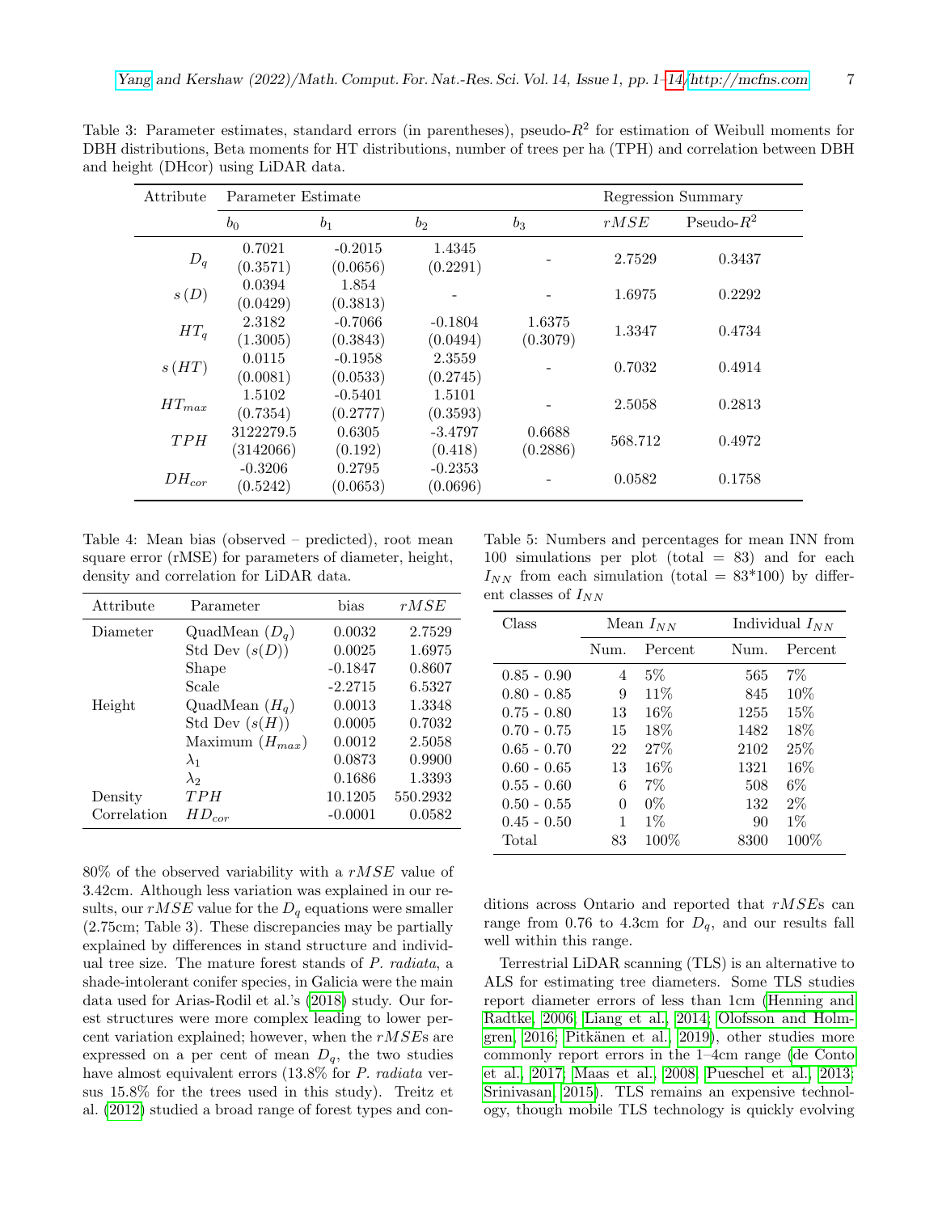Table 3: Parameter estimates, standard errors (in parentheses), pseudo-$R^2$ for estimation of Weibull moments for DBH distributions, Beta moments for HT distributions, number of trees per ha (TPH) and correlation between DBH and height (DHcor) using LiDAR data.

| Attribute | Parameter Estimate | | | | Regression Summary | |
|---|---|---|---|---|---|---|
| | $b_0$ | $b_1$ | $b_2$ | $b_3$ | $rMSE$ | Pseudo-$R^2$ |
| $D_q$ | 0.7021 (0.3571) | -0.2015 (0.0656) | 1.4345 (0.2291) | - | 2.7529 | 0.3437 |
| $s(D)$ | 0.0394 (0.0429) | 1.854 (0.3813) | - | - | 1.6975 | 0.2292 |
| $HT_q$ | 2.3182 (1.3005) | -0.7066 (0.3843) | -0.1804 (0.0494) | 1.6375 (0.3079) | 1.3347 | 0.4734 |
| $s(HT)$ | 0.0115 (0.0081) | -0.1958 (0.0533) | 2.3559 (0.2745) | - | 0.7032 | 0.4914 |
| $HT_{max}$ | 1.5102 (0.7354) | -0.5401 (0.2777) | 1.5101 (0.3593) | - | 2.5058 | 0.2813 |
| $TPH$ | 3122279.5 (3142066) | 0.6305 (0.192) | -3.4797 (0.418) | 0.6688 (0.2886) | 568.712 | 0.4972 |
| $DH_{cor}$ | -0.3206 (0.5242) | 0.2795 (0.0653) | -0.2353 (0.0696) | - | 0.0582 | 0.1758 |

Table 4: Mean bias (observed – predicted), root mean square error (rMSE) for parameters of diameter, height, density and correlation for LiDAR data.

| Attribute | Parameter | bias | $rMSE$ |
|---|---|---|---|
| Diameter | QuadMean ($D_q$) | 0.0032 | 2.7529 |
| | Std Dev ($s(D)$) | 0.0025 | 1.6975 |
| | Shape | -0.1847 | 0.8607 |
| | Scale | -2.2715 | 6.5327 |
| Height | QuadMean ($H_q$) | 0.0013 | 1.3348 |
| | Std Dev ($s(H)$) | 0.0005 | 0.7032 |
| | Maximum ($H_{max}$) | 0.0012 | 2.5058 |
| | $\lambda_1$ | 0.0873 | 0.9900 |
| | $\lambda_2$ | 0.1686 | 1.3393 |
| Density | $TPH$ | 10.1205 | 550.2932 |
| Correlation | $HD_{cor}$ | -0.0001 | 0.0582 |

Table 5: Numbers and percentages for mean INN from 100 simulations per plot (total = 83) and for each $I_{NN}$ from each simulation (total = 83*100) by different classes of $I_{NN}$

| Class | Mean $I_{NN}$ | | Individual $I_{NN}$ | |
|---|---|---|---|---|
| | Num. | Percent | Num. | Percent |
| 0.85 - 0.90 | 4 | 5% | 565 | 7% |
| 0.80 - 0.85 | 9 | 11% | 845 | 10% |
| 0.75 - 0.80 | 13 | 16% | 1255 | 15% |
| 0.70 - 0.75 | 15 | 18% | 1482 | 18% |
| 0.65 - 0.70 | 22 | 27% | 2102 | 25% |
| 0.60 - 0.65 | 13 | 16% | 1321 | 16% |
| 0.55 - 0.60 | 6 | 7% | 508 | 6% |
| 0.50 - 0.55 | 0 | 0% | 132 | 2% |
| 0.45 - 0.50 | 1 | 1% | 90 | 1% |
| Total | 83 | 100% | 8300 | 100% |

80% of the observed variability with a $rMSE$ value of 3.42cm. Although less variation was explained in our results, our $rMSE$ value for the $D_q$ equations were smaller (2.75cm; Table 3). These discrepancies may be partially explained by differences in stand structure and individual tree size. The mature forest stands of *P. radiata*, a shade-intolerant conifer species, in Galicia were the main data used for Arias-Rodil et al.'s (2018) study. Our forest structures were more complex leading to lower percent variation explained; however, when the $rMSE$s are expressed on a per cent of mean $D_q$, the two studies have almost equivalent errors (13.8% for *P. radiata* versus 15.8% for the trees used in this study). Treitz et al. (2012) studied a broad range of forest types and conditions across Ontario and reported that $rMSE$s can range from 0.76 to 4.3cm for $D_q$, and our results fall well within this range.

Terrestrial LiDAR scanning (TLS) is an alternative to ALS for estimating tree diameters. Some TLS studies report diameter errors of less than 1cm (Henning and Radtke, 2006; Liang et al., 2014; Olofsson and Holmgren, 2016; Pitkänen et al., 2019), other studies more commonly report errors in the 1–4cm range (de Conto et al., 2017; Maas et al., 2008; Pueschel et al., 2013; Srinivasan, 2015). TLS remains an expensive technology, though mobile TLS technology is quickly evolving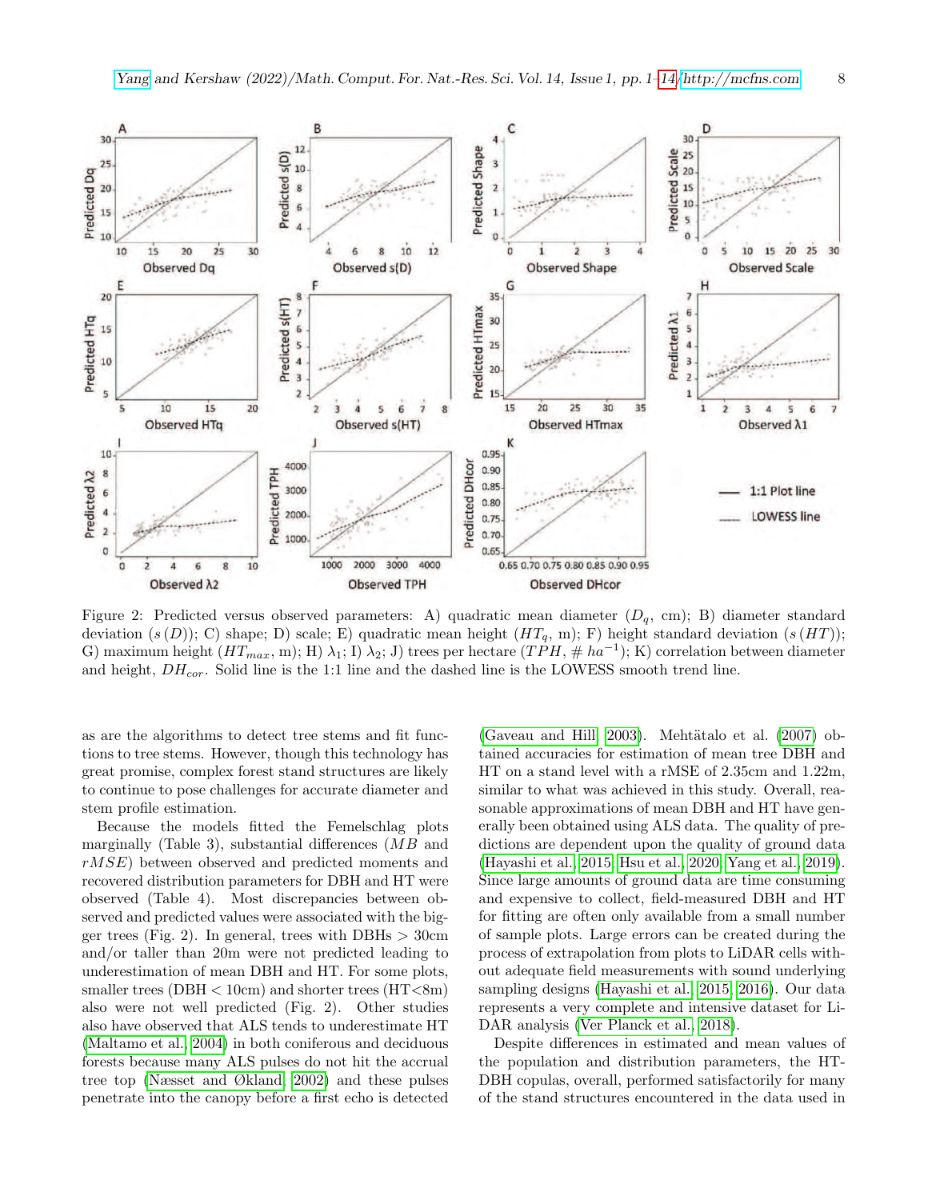Figure 2: Predicted versus observed parameters: A) quadratic mean diameter ($D_q$, cm); B) diameter standard deviation ($s(D)$); C) shape; D) scale; E) quadratic mean height ($HT_q$, m); F) height standard deviation ($s(HT)$); G) maximum height ($HT_{max}$, m); H) $\lambda_1$; I) $\lambda_2$; J) trees per hectare ($TPH$, # $ha^{-1}$); K) correlation between diameter and height, $DH_{cor}$. Solid line is the 1:1 line and the dashed line is the LOWESS smooth trend line.

as are the algorithms to detect tree stems and fit functions to tree stems. However, though this technology has great promise, complex forest stand structures are likely to continue to pose challenges for accurate diameter and stem profile estimation.

Because the models fitted the Femelschlag plots marginally (Table 3), substantial differences ($MB$ and $rMSE$) between observed and predicted moments and recovered distribution parameters for DBH and HT were observed (Table 4). Most discrepancies between observed and predicted values were associated with the bigger trees (Fig. 2). In general, trees with DBHs > 30cm and/or taller than 20m were not predicted leading to underestimation of mean DBH and HT. For some plots, smaller trees (DBH < 10cm) and shorter trees (HT<8m) also were not well predicted (Fig. 2). Other studies also have observed that ALS tends to underestimate HT (Maltamo et al., 2004) in both coniferous and deciduous forests because many ALS pulses do not hit the accrual tree top (Næsset and Økland, 2002) and these pulses penetrate into the canopy before a first echo is detected (Gaveau and Hill, 2003). Mehtätalo et al. (2007) obtained accuracies for estimation of mean tree DBH and HT on a stand level with a rMSE of 2.35cm and 1.22m, similar to what was achieved in this study. Overall, reasonable approximations of mean DBH and HT have generally been obtained using ALS data. The quality of predictions are dependent upon the quality of ground data (Hayashi et al., 2015; Hsu et al., 2020; Yang et al., 2019). Since large amounts of ground data are time consuming and expensive to collect, field-measured DBH and HT for fitting are often only available from a small number of sample plots. Large errors can be created during the process of extrapolation from plots to LiDAR cells without adequate field measurements with sound underlying sampling designs (Hayashi et al., 2015, 2016). Our data represents a very complete and intensive dataset for LiDAR analysis (Ver Planck et al., 2018).

Despite differences in estimated and mean values of the population and distribution parameters, the HT-DBH copulas, overall, performed satisfactorily for many of the stand structures encountered in the data used in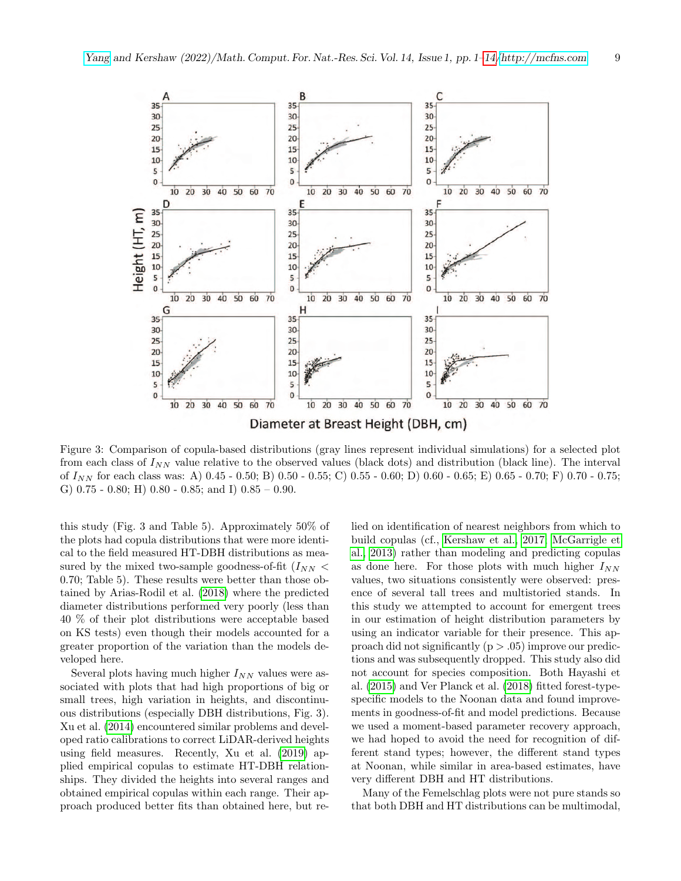Figure 3: Comparison of copula-based distributions (gray lines represent individual simulations) for a selected plot from each class of $I_{NN}$ value relative to the observed values (black dots) and distribution (black line). The interval of $I_{NN}$ for each class was: A) 0.45 - 0.50; B) 0.50 - 0.55; C) 0.55 - 0.60; D) 0.60 - 0.65; E) 0.65 - 0.70; F) 0.70 - 0.75; G) 0.75 - 0.80; H) 0.80 - 0.85; and I) 0.85 – 0.90.

this study (Fig. 3 and Table 5). Approximately 50% of the plots had copula distributions that were more identical to the field measured HT-DBH distributions as measured by the mixed two-sample goodness-of-fit ($I_{NN} < 0.70$; Table 5). These results were better than those obtained by Arias-Rodil et al. (2018) where the predicted diameter distributions performed very poorly (less than 40 % of their plot distributions were acceptable based on KS tests) even though their models accounted for a greater proportion of the variation than the models developed here.

Several plots having much higher $I_{NN}$ values were associated with plots that had high proportions of big or small trees, high variation in heights, and discontinuous distributions (especially DBH distributions, Fig. 3). Xu et al. (2014) encountered similar problems and developed ratio calibrations to correct LiDAR-derived heights using field measures. Recently, Xu et al. (2019) applied empirical copulas to estimate HT-DBH relationships. They divided the heights into several ranges and obtained empirical copulas within each range. Their approach produced better fits than obtained here, but relied on identification of nearest neighbors from which to build copulas (cf., Kershaw et al., 2017; McGarrigle et al., 2013) rather than modeling and predicting copulas as done here. For those plots with much higher $I_{NN}$ values, two situations consistently were observed: presence of several tall trees and multistoried stands. In this study we attempted to account for emergent trees in our estimation of height distribution parameters by using an indicator variable for their presence. This approach did not significantly ($p > .05$) improve our predictions and was subsequently dropped. This study also did not account for species composition. Both Hayashi et al. (2015) and Ver Planck et al. (2018) fitted forest-type-specific models to the Noonan data and found improvements in goodness-of-fit and model predictions. Because we used a moment-based parameter recovery approach, we had hoped to avoid the need for recognition of different stand types; however, the different stand types at Noonan, while similar in area-based estimates, have very different DBH and HT distributions.

Many of the Femelschlag plots were not pure stands so that both DBH and HT distributions can be multimodal,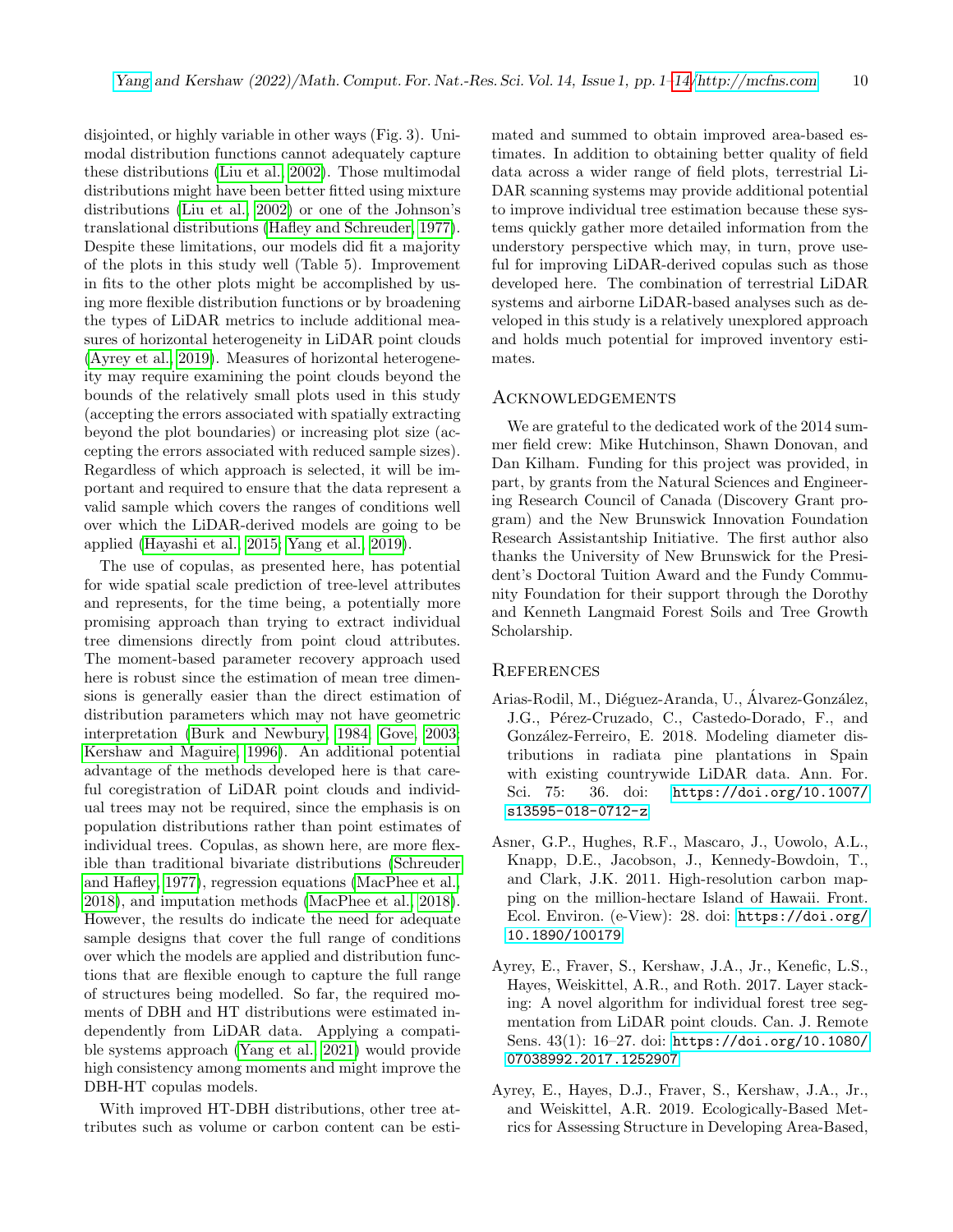disjointed, or highly variable in other ways (Fig. 3). Unimodal distribution functions cannot adequately capture these distributions (Liu et al., 2002). Those multimodal distributions might have been better fitted using mixture distributions (Liu et al., 2002) or one of the Johnson's translational distributions (Hafley and Schreuder, 1977). Despite these limitations, our models did fit a majority of the plots in this study well (Table 5). Improvement in fits to the other plots might be accomplished by using more flexible distribution functions or by broadening the types of LiDAR metrics to include additional measures of horizontal heterogeneity in LiDAR point clouds (Ayrey et al., 2019). Measures of horizontal heterogeneity may require examining the point clouds beyond the bounds of the relatively small plots used in this study (accepting the errors associated with spatially extracting beyond the plot boundaries) or increasing plot size (accepting the errors associated with reduced sample sizes). Regardless of which approach is selected, it will be important and required to ensure that the data represent a valid sample which covers the ranges of conditions well over which the LiDAR-derived models are going to be applied (Hayashi et al., 2015; Yang et al., 2019).

The use of copulas, as presented here, has potential for wide spatial scale prediction of tree-level attributes and represents, for the time being, a potentially more promising approach than trying to extract individual tree dimensions directly from point cloud attributes. The moment-based parameter recovery approach used here is robust since the estimation of mean tree dimensions is generally easier than the direct estimation of distribution parameters which may not have geometric interpretation (Burk and Newbury, 1984; Gove, 2003; Kershaw and Maguire, 1996). An additional potential advantage of the methods developed here is that careful coregistration of LiDAR point clouds and individual trees may not be required, since the emphasis is on population distributions rather than point estimates of individual trees. Copulas, as shown here, are more flexible than traditional bivariate distributions (Schreuder and Hafley, 1977), regression equations (MacPhee et al., 2018), and imputation methods (MacPhee et al., 2018). However, the results do indicate the need for adequate sample designs that cover the full range of conditions over which the models are applied and distribution functions that are flexible enough to capture the full range of structures being modelled. So far, the required moments of DBH and HT distributions were estimated independently from LiDAR data. Applying a compatible systems approach (Yang et al., 2021) would provide high consistency among moments and might improve the DBH-HT copulas models.

With improved HT-DBH distributions, other tree attributes such as volume or carbon content can be estimated and summed to obtain improved area-based estimates. In addition to obtaining better quality of field data across a wider range of field plots, terrestrial LiDAR scanning systems may provide additional potential to improve individual tree estimation because these systems quickly gather more detailed information from the understory perspective which may, in turn, prove useful for improving LiDAR-derived copulas such as those developed here. The combination of terrestrial LiDAR systems and airborne LiDAR-based analyses such as developed in this study is a relatively unexplored approach and holds much potential for improved inventory estimates.

## Acknowledgements

We are grateful to the dedicated work of the 2014 summer field crew: Mike Hutchinson, Shawn Donovan, and Dan Kilham. Funding for this project was provided, in part, by grants from the Natural Sciences and Engineering Research Council of Canada (Discovery Grant program) and the New Brunswick Innovation Foundation Research Assistantship Initiative. The first author also thanks the University of New Brunswick for the President's Doctoral Tuition Award and the Fundy Community Foundation for their support through the Dorothy and Kenneth Langmaid Forest Soils and Tree Growth Scholarship.

## References

Arias-Rodil, M., Diéguez-Aranda, U., Álvarez-González, J.G., Pérez-Cruzado, C., Castedo-Dorado, F., and González-Ferreiro, E. 2018. Modeling diameter distributions in radiata pine plantations in Spain with existing countrywide LiDAR data. Ann. For. Sci. 75: 36. doi: https://doi.org/10.1007/s13595-018-0712-z

Asner, G.P., Hughes, R.F., Mascaro, J., Uowolo, A.L., Knapp, D.E., Jacobson, J., Kennedy-Bowdoin, T., and Clark, J.K. 2011. High-resolution carbon mapping on the million-hectare Island of Hawaii. Front. Ecol. Environ. (e-View): 28. doi: https://doi.org/10.1890/100179

Ayrey, E., Fraver, S., Kershaw, J.A., Jr., Kenefic, L.S., Hayes, Weiskittel, A.R., and Roth. 2017. Layer stacking: A novel algorithm for individual forest tree segmentation from LiDAR point clouds. Can. J. Remote Sens. 43(1): 16–27. doi: https://doi.org/10.1080/07038992.2017.1252907

Ayrey, E., Hayes, D.J., Fraver, S., Kershaw, J.A., Jr., and Weiskittel, A.R. 2019. Ecologically-Based Metrics for Assessing Structure in Developing Area-Based,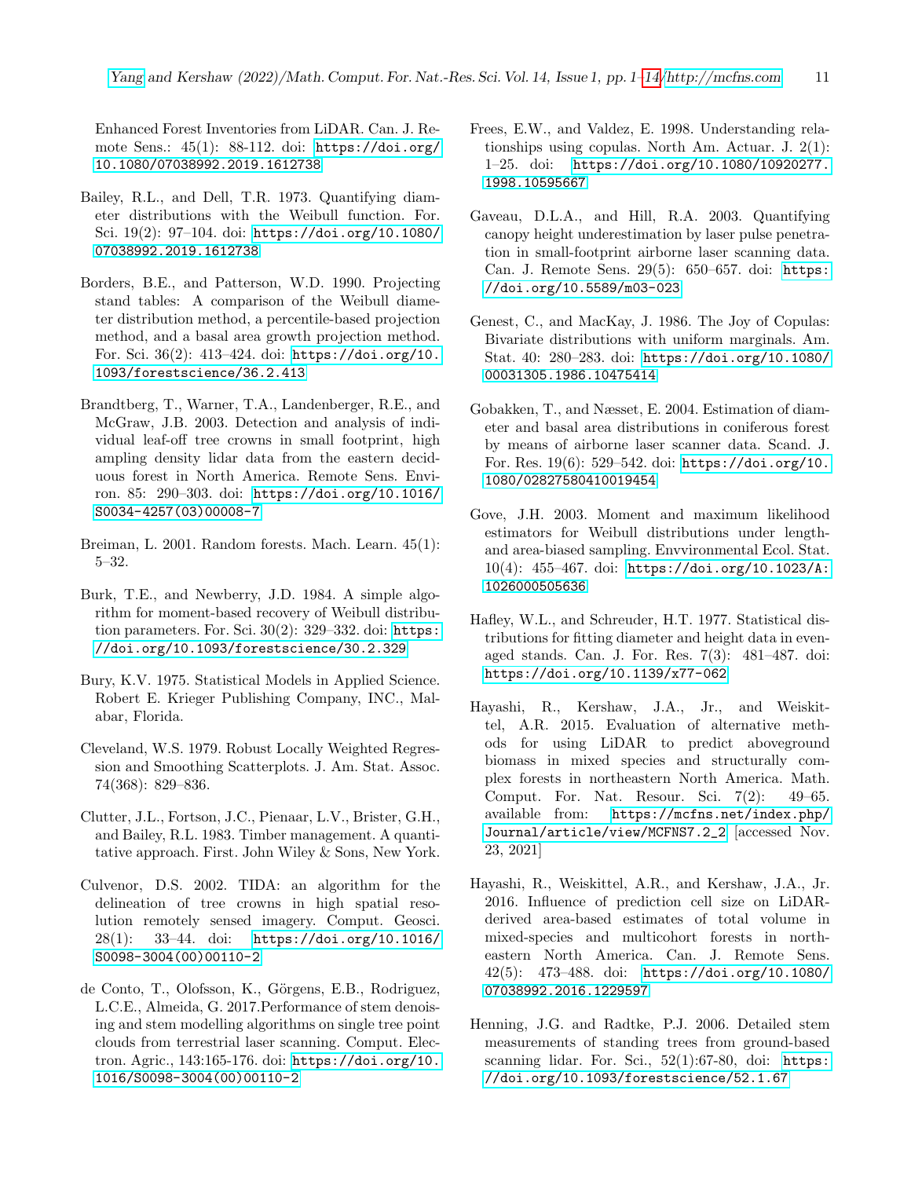Enhanced Forest Inventories from LiDAR. Can. J. Remote Sens.: 45(1): 88-112. doi: https://doi.org/10.1080/07038992.2019.1612738

Bailey, R.L., and Dell, T.R. 1973. Quantifying diameter distributions with the Weibull function. For. Sci. 19(2): 97–104. doi: https://doi.org/10.1080/07038992.2019.1612738

Borders, B.E., and Patterson, W.D. 1990. Projecting stand tables: A comparison of the Weibull diameter distribution method, a percentile-based projection method, and a basal area growth projection method. For. Sci. 36(2): 413–424. doi: https://doi.org/10.1093/forestscience/36.2.413

Brandtberg, T., Warner, T.A., Landenberger, R.E., and McGraw, J.B. 2003. Detection and analysis of individual leaf-off tree crowns in small footprint, high ampling density lidar data from the eastern deciduous forest in North America. Remote Sens. Environ. 85: 290–303. doi: https://doi.org/10.1016/S0034-4257(03)00008-7

Breiman, L. 2001. Random forests. Mach. Learn. 45(1): 5–32.

Burk, T.E., and Newberry, J.D. 1984. A simple algorithm for moment-based recovery of Weibull distribution parameters. For. Sci. 30(2): 329–332. doi: https://doi.org/10.1093/forestscience/30.2.329

Bury, K.V. 1975. Statistical Models in Applied Science. Robert E. Krieger Publishing Company, INC., Malabar, Florida.

Cleveland, W.S. 1979. Robust Locally Weighted Regression and Smoothing Scatterplots. J. Am. Stat. Assoc. 74(368): 829–836.

Clutter, J.L., Fortson, J.C., Pienaar, L.V., Brister, G.H., and Bailey, R.L. 1983. Timber management. A quantitative approach. First. John Wiley & Sons, New York.

Culvenor, D.S. 2002. TIDA: an algorithm for the delineation of tree crowns in high spatial resolution remotely sensed imagery. Comput. Geosci. 28(1): 33–44. doi: https://doi.org/10.1016/S0098-3004(00)00110-2

de Conto, T., Olofsson, K., Görgens, E.B., Rodriguez, L.C.E., Almeida, G. 2017.Performance of stem denoising and stem modelling algorithms on single tree point clouds from terrestrial laser scanning. Comput. Electron. Agric., 143:165-176. doi: https://doi.org/10.1016/S0098-3004(00)00110-2

Frees, E.W., and Valdez, E. 1998. Understanding relationships using copulas. North Am. Actuar. J. 2(1): 1–25. doi: https://doi.org/10.1080/10920277.1998.10595667

Gaveau, D.L.A., and Hill, R.A. 2003. Quantifying canopy height underestimation by laser pulse penetration in small-footprint airborne laser scanning data. Can. J. Remote Sens. 29(5): 650–657. doi: https://doi.org/10.5589/m03-023

Genest, C., and MacKay, J. 1986. The Joy of Copulas: Bivariate distributions with uniform marginals. Am. Stat. 40: 280–283. doi: https://doi.org/10.1080/00031305.1986.10475414

Gobakken, T., and Næsset, E. 2004. Estimation of diameter and basal area distributions in coniferous forest by means of airborne laser scanner data. Scand. J. For. Res. 19(6): 529–542. doi: https://doi.org/10.1080/02827580410019454

Gove, J.H. 2003. Moment and maximum likelihood estimators for Weibull distributions under length- and area-biased sampling. Envvironmental Ecol. Stat. 10(4): 455–467. doi: https://doi.org/10.1023/A:1026000505636

Hafley, W.L., and Schreuder, H.T. 1977. Statistical distributions for fitting diameter and height data in even-aged stands. Can. J. For. Res. 7(3): 481–487. doi: https://doi.org/10.1139/x77-062

Hayashi, R., Kershaw, J.A., Jr., and Weiskittel, A.R. 2015. Evaluation of alternative methods for using LiDAR to predict aboveground biomass in mixed species and structurally complex forests in northeastern North America. Math. Comput. For. Nat. Resour. Sci. 7(2): 49–65. available from: https://mcfns.net/index.php/Journal/article/view/MCFNS7.2_2 [accessed Nov. 23, 2021]

Hayashi, R., Weiskittel, A.R., and Kershaw, J.A., Jr. 2016. Influence of prediction cell size on LiDAR-derived area-based estimates of total volume in mixed-species and multicohort forests in northeastern North America. Can. J. Remote Sens. 42(5): 473–488. doi: https://doi.org/10.1080/07038992.2016.1229597

Henning, J.G. and Radtke, P.J. 2006. Detailed stem measurements of standing trees from ground-based scanning lidar. For. Sci., 52(1):67-80, doi: https://doi.org/10.1093/forestscience/52.1.67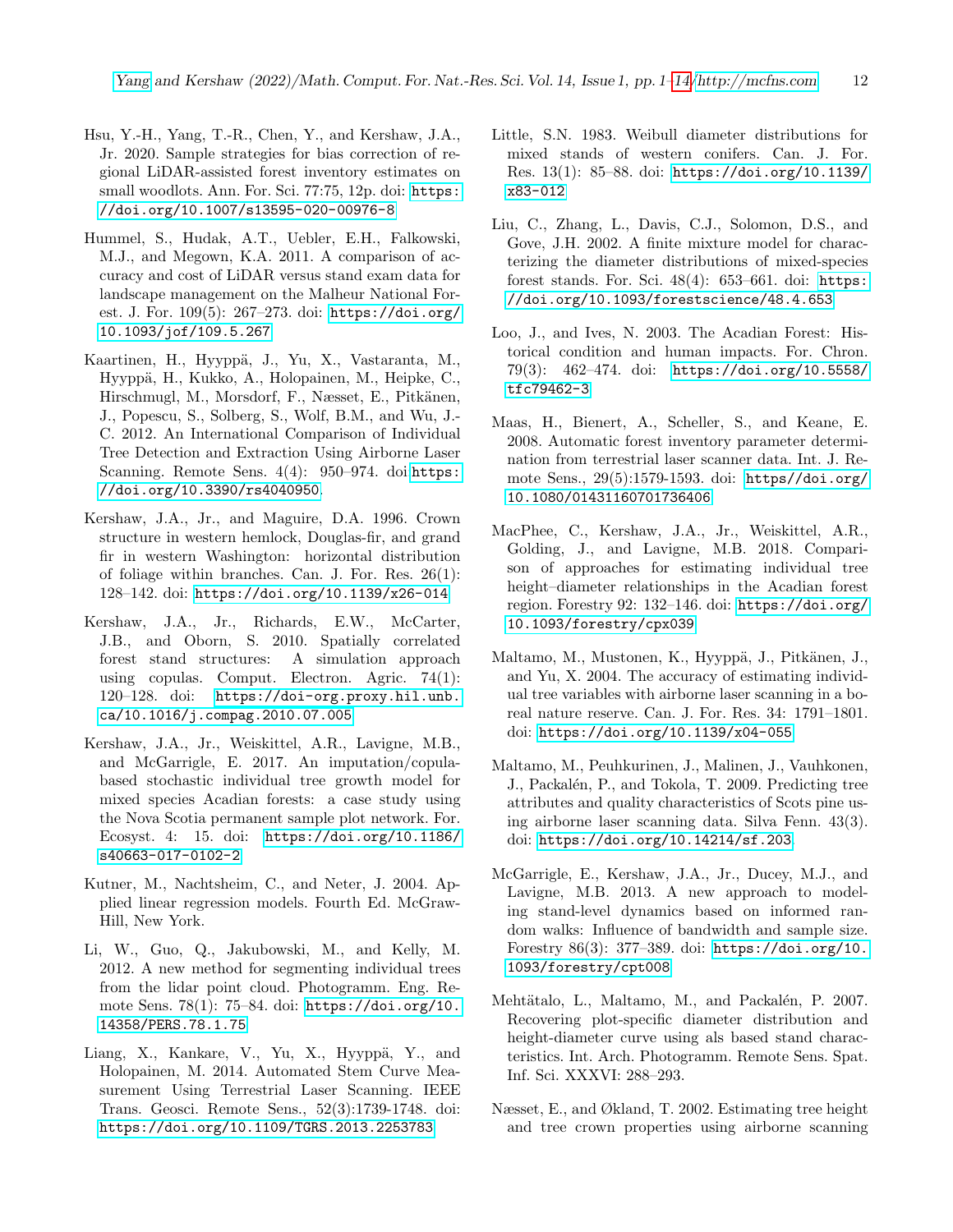Hsu, Y.-H., Yang, T.-R., Chen, Y., and Kershaw, J.A., Jr. 2020. Sample strategies for bias correction of regional LiDAR-assisted forest inventory estimates on small woodlots. Ann. For. Sci. 77:75, 12p. doi: https://doi.org/10.1007/s13595-020-00976-8

Hummel, S., Hudak, A.T., Uebler, E.H., Falkowski, M.J., and Megown, K.A. 2011. A comparison of accuracy and cost of LiDAR versus stand exam data for landscape management on the Malheur National Forest. J. For. 109(5): 267–273. doi: https://doi.org/10.1093/jof/109.5.267

Kaartinen, H., Hyyppä, J., Yu, X., Vastaranta, M., Hyyppä, H., Kukko, A., Holopainen, M., Heipke, C., Hirschmugl, M., Morsdorf, F., Næsset, E., Pitkänen, J., Popescu, S., Solberg, S., Wolf, B.M., and Wu, J.-C. 2012. An International Comparison of Individual Tree Detection and Extraction Using Airborne Laser Scanning. Remote Sens. 4(4): 950–974. doi https://doi.org/10.3390/rs4040950.

Kershaw, J.A., Jr., and Maguire, D.A. 1996. Crown structure in western hemlock, Douglas-fir, and grand fir in western Washington: horizontal distribution of foliage within branches. Can. J. For. Res. 26(1): 128–142. doi: https://doi.org/10.1139/x26-014

Kershaw, J.A., Jr., Richards, E.W., McCarter, J.B., and Oborn, S. 2010. Spatially correlated forest stand structures: A simulation approach using copulas. Comput. Electron. Agric. 74(1): 120–128. doi: https://doi-org.proxy.hil.unb.ca/10.1016/j.compag.2010.07.005

Kershaw, J.A., Jr., Weiskittel, A.R., Lavigne, M.B., and McGarrigle, E. 2017. An imputation/copula-based stochastic individual tree growth model for mixed species Acadian forests: a case study using the Nova Scotia permanent sample plot network. For. Ecosyst. 4: 15. doi: https://doi.org/10.1186/s40663-017-0102-2

Kutner, M., Nachtsheim, C., and Neter, J. 2004. Applied linear regression models. Fourth Ed. McGraw-Hill, New York.

Li, W., Guo, Q., Jakubowski, M., and Kelly, M. 2012. A new method for segmenting individual trees from the lidar point cloud. Photogramm. Eng. Remote Sens. 78(1): 75–84. doi: https://doi.org/10.14358/PERS.78.1.75

Liang, X., Kankare, V., Yu, X., Hyyppä, Y., and Holopainen, M. 2014. Automated Stem Curve Measurement Using Terrestrial Laser Scanning. IEEE Trans. Geosci. Remote Sens., 52(3):1739-1748. doi: https://doi.org/10.1109/TGRS.2013.2253783

Little, S.N. 1983. Weibull diameter distributions for mixed stands of western conifers. Can. J. For. Res. 13(1): 85–88. doi: https://doi.org/10.1139/x83-012

Liu, C., Zhang, L., Davis, C.J., Solomon, D.S., and Gove, J.H. 2002. A finite mixture model for characterizing the diameter distributions of mixed-species forest stands. For. Sci. 48(4): 653–661. doi: https://doi.org/10.1093/forestscience/48.4.653

Loo, J., and Ives, N. 2003. The Acadian Forest: Historical condition and human impacts. For. Chron. 79(3): 462–474. doi: https://doi.org/10.5558/tfc79462-3

Maas, H., Bienert, A., Scheller, S., and Keane, E. 2008. Automatic forest inventory parameter determination from terrestrial laser scanner data. Int. J. Remote Sens., 29(5):1579-1593. doi: https//doi.org/10.1080/01431160701736406

MacPhee, C., Kershaw, J.A., Jr., Weiskittel, A.R., Golding, J., and Lavigne, M.B. 2018. Comparison of approaches for estimating individual tree height–diameter relationships in the Acadian forest region. Forestry 92: 132–146. doi: https://doi.org/10.1093/forestry/cpx039

Maltamo, M., Mustonen, K., Hyyppä, J., Pitkänen, J., and Yu, X. 2004. The accuracy of estimating individual tree variables with airborne laser scanning in a boreal nature reserve. Can. J. For. Res. 34: 1791–1801. doi: https://doi.org/10.1139/x04-055

Maltamo, M., Peuhkurinen, J., Malinen, J., Vauhkonen, J., Packalén, P., and Tokola, T. 2009. Predicting tree attributes and quality characteristics of Scots pine using airborne laser scanning data. Silva Fenn. 43(3). doi: https://doi.org/10.14214/sf.203.

McGarrigle, E., Kershaw, J.A., Jr., Ducey, M.J., and Lavigne, M.B. 2013. A new approach to modeling stand-level dynamics based on informed random walks: Influence of bandwidth and sample size. Forestry 86(3): 377–389. doi: https://doi.org/10.1093/forestry/cpt008

Mehtätalo, L., Maltamo, M., and Packalén, P. 2007. Recovering plot-specific diameter distribution and height-diameter curve using als based stand characteristics. Int. Arch. Photogramm. Remote Sens. Spat. Inf. Sci. XXXVI: 288–293.

Næsset, E., and Økland, T. 2002. Estimating tree height and tree crown properties using airborne scanning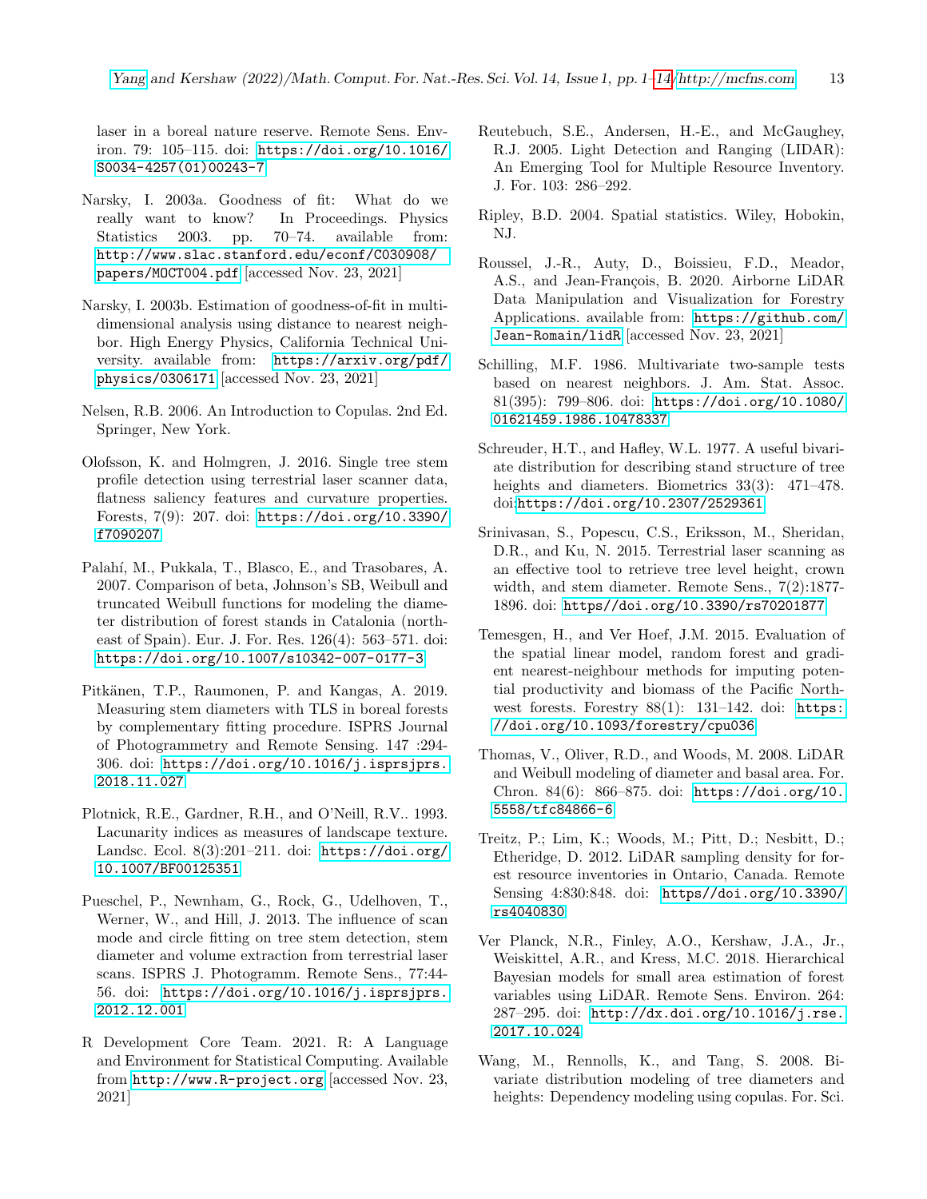laser in a boreal nature reserve. Remote Sens. Environ. 79: 105–115. doi: https://doi.org/10.1016/S0034-4257(01)00243-7

Narsky, I. 2003a. Goodness of fit: What do we really want to know? In Proceedings. Physics Statistics 2003. pp. 70–74. available from: http://www.slac.stanford.edu/econf/C030908/papers/MOCT004.pdf [accessed Nov. 23, 2021]

Narsky, I. 2003b. Estimation of goodness-of-fit in multidimensional analysis using distance to nearest neighbor. High Energy Physics, California Technical University. available from: https://arxiv.org/pdf/physics/0306171 [accessed Nov. 23, 2021]

Nelsen, R.B. 2006. An Introduction to Copulas. 2nd Ed. Springer, New York.

Olofsson, K. and Holmgren, J. 2016. Single tree stem profile detection using terrestrial laser scanner data, flatness saliency features and curvature properties. Forests, 7(9): 207. doi: https://doi.org/10.3390/f7090207

Palahí, M., Pukkala, T., Blasco, E., and Trasobares, A. 2007. Comparison of beta, Johnson's SB, Weibull and truncated Weibull functions for modeling the diameter distribution of forest stands in Catalonia (north-east of Spain). Eur. J. For. Res. 126(4): 563–571. doi: https://doi.org/10.1007/s10342-007-0177-3

Pitkänen, T.P., Raumonen, P. and Kangas, A. 2019. Measuring stem diameters with TLS in boreal forests by complementary fitting procedure. ISPRS Journal of Photogrammetry and Remote Sensing. 147 :294-306. doi: https://doi.org/10.1016/j.isprsjprs.2018.11.027

Plotnick, R.E., Gardner, R.H., and O'Neill, R.V.. 1993. Lacunarity indices as measures of landscape texture. Landsc. Ecol. 8(3):201–211. doi: https://doi.org/10.1007/BF00125351

Pueschel, P., Newnham, G., Rock, G., Udelhoven, T., Werner, W., and Hill, J. 2013. The influence of scan mode and circle fitting on tree stem detection, stem diameter and volume extraction from terrestrial laser scans. ISPRS J. Photogramm. Remote Sens., 77:44-56. doi: https://doi.org/10.1016/j.isprsjprs.2012.12.001

R Development Core Team. 2021. R: A Language and Environment for Statistical Computing. Available from http://www.R-project.org [accessed Nov. 23, 2021]

Reutebuch, S.E., Andersen, H.-E., and McGaughey, R.J. 2005. Light Detection and Ranging (LIDAR): An Emerging Tool for Multiple Resource Inventory. J. For. 103: 286–292.

Ripley, B.D. 2004. Spatial statistics. Wiley, Hobokin, NJ.

Roussel, J.-R., Auty, D., Boissieu, F.D., Meador, A.S., and Jean-François, B. 2020. Airborne LiDAR Data Manipulation and Visualization for Forestry Applications. available from: https://github.com/Jean-Romain/lidR [accessed Nov. 23, 2021]

Schilling, M.F. 1986. Multivariate two-sample tests based on nearest neighbors. J. Am. Stat. Assoc. 81(395): 799–806. doi: https://doi.org/10.1080/01621459.1986.10478337

Schreuder, H.T., and Hafley, W.L. 1977. A useful bivariate distribution for describing stand structure of tree heights and diameters. Biometrics 33(3): 471–478. doi:https://doi.org/10.2307/2529361

Srinivasan, S., Popescu, C.S., Eriksson, M., Sheridan, D.R., and Ku, N. 2015. Terrestrial laser scanning as an effective tool to retrieve tree level height, crown width, and stem diameter. Remote Sens., 7(2):1877-1896. doi: https//doi.org/10.3390/rs70201877

Temesgen, H., and Ver Hoef, J.M. 2015. Evaluation of the spatial linear model, random forest and gradient nearest-neighbour methods for imputing potential productivity and biomass of the Pacific Northwest forests. Forestry 88(1): 131–142. doi: https://doi.org/10.1093/forestry/cpu036

Thomas, V., Oliver, R.D., and Woods, M. 2008. LiDAR and Weibull modeling of diameter and basal area. For. Chron. 84(6): 866–875. doi: https://doi.org/10.5558/tfc84866-6

Treitz, P.; Lim, K.; Woods, M.; Pitt, D.; Nesbitt, D.; Etheridge, D. 2012. LiDAR sampling density for forest resource inventories in Ontario, Canada. Remote Sensing 4:830:848. doi: https//doi.org/10.3390/rs4040830

Ver Planck, N.R., Finley, A.O., Kershaw, J.A., Jr., Weiskittel, A.R., and Kress, M.C. 2018. Hierarchical Bayesian models for small area estimation of forest variables using LiDAR. Remote Sens. Environ. 264: 287–295. doi: http://dx.doi.org/10.1016/j.rse.2017.10.024

Wang, M., Rennolls, K., and Tang, S. 2008. Bivariate distribution modeling of tree diameters and heights: Dependency modeling using copulas. For. Sci.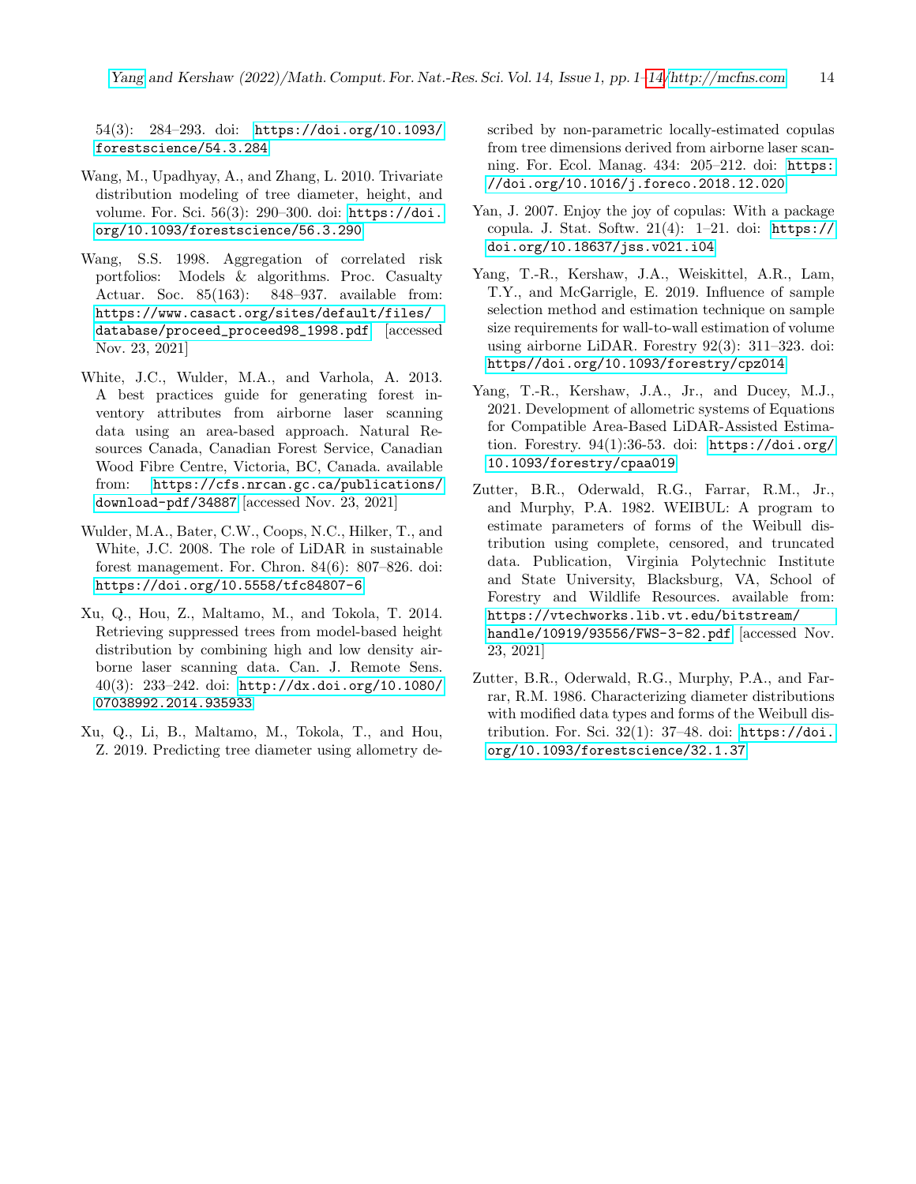54(3): 284–293. doi: https://doi.org/10.1093/forestscience/54.3.284

Wang, M., Upadhyay, A., and Zhang, L. 2010. Trivariate distribution modeling of tree diameter, height, and volume. For. Sci. 56(3): 290–300. doi: https://doi.org/10.1093/forestscience/56.3.290

Wang, S.S. 1998. Aggregation of correlated risk portfolios: Models & algorithms. Proc. Casualty Actuar. Soc. 85(163): 848–937. available from: https://www.casact.org/sites/default/files/database/proceed_proceed98_1998.pdf [accessed Nov. 23, 2021]

White, J.C., Wulder, M.A., and Varhola, A. 2013. A best practices guide for generating forest inventory attributes from airborne laser scanning data using an area-based approach. Natural Resources Canada, Canadian Forest Service, Canadian Wood Fibre Centre, Victoria, BC, Canada. available from: https://cfs.nrcan.gc.ca/publications/download-pdf/34887 [accessed Nov. 23, 2021]

Wulder, M.A., Bater, C.W., Coops, N.C., Hilker, T., and White, J.C. 2008. The role of LiDAR in sustainable forest management. For. Chron. 84(6): 807–826. doi: https://doi.org/10.5558/tfc84807-6

Xu, Q., Hou, Z., Maltamo, M., and Tokola, T. 2014. Retrieving suppressed trees from model-based height distribution by combining high and low density airborne laser scanning data. Can. J. Remote Sens. 40(3): 233–242. doi: http://dx.doi.org/10.1080/07038992.2014.935933

Xu, Q., Li, B., Maltamo, M., Tokola, T., and Hou, Z. 2019. Predicting tree diameter using allometry described by non-parametric locally-estimated copulas from tree dimensions derived from airborne laser scanning. For. Ecol. Manag. 434: 205–212. doi: https://doi.org/10.1016/j.foreco.2018.12.020

Yan, J. 2007. Enjoy the joy of copulas: With a package copula. J. Stat. Softw. 21(4): 1–21. doi: https://doi.org/10.18637/jss.v021.i04

Yang, T.-R., Kershaw, J.A., Weiskittel, A.R., Lam, T.Y., and McGarrigle, E. 2019. Influence of sample selection method and estimation technique on sample size requirements for wall-to-wall estimation of volume using airborne LiDAR. Forestry 92(3): 311–323. doi: https//doi.org/10.1093/forestry/cpz014

Yang, T.-R., Kershaw, J.A., Jr., and Ducey, M.J., 2021. Development of allometric systems of Equations for Compatible Area-Based LiDAR-Assisted Estimation. Forestry. 94(1):36-53. doi: https://doi.org/10.1093/forestry/cpaa019

Zutter, B.R., Oderwald, R.G., Farrar, R.M., Jr., and Murphy, P.A. 1982. WEIBUL: A program to estimate parameters of forms of the Weibull distribution using complete, censored, and truncated data. Publication, Virginia Polytechnic Institute and State University, Blacksburg, VA, School of Forestry and Wildlife Resources. available from: https://vtechworks.lib.vt.edu/bitstream/handle/10919/93556/FWS-3-82.pdf [accessed Nov. 23, 2021]

Zutter, B.R., Oderwald, R.G., Murphy, P.A., and Farrar, R.M. 1986. Characterizing diameter distributions with modified data types and forms of the Weibull distribution. For. Sci. 32(1): 37–48. doi: https://doi.org/10.1093/forestscience/32.1.37